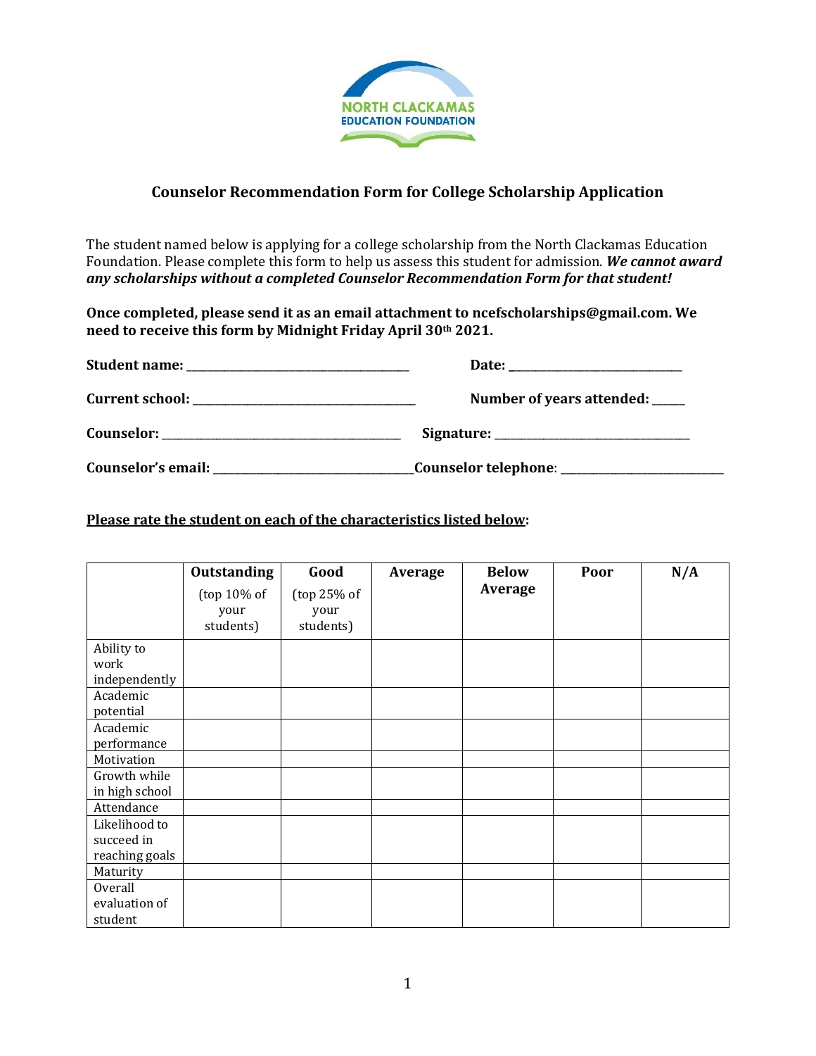NORTH CLACKAMAS
EDUCATION FOUNDATION

## Counselor Recommendation Form for College Scholarship Application

The student named below is applying for a college scholarship from the North Clackamas Education Foundation. Please complete this form to help us assess this student for admission. ***We cannot award any scholarships without a completed Counselor Recommendation Form for that student!***

**Once completed, please send it as an email attachment to ncefscholarships@gmail.com. We need to receive this form by Midnight Friday April 30th 2021.**

**Student name:** ______________________________ **Date:** ______________________

**Current school:** ______________________________ **Number of years attended:** _____

**Counselor:** ________________________________ **Signature:** __________________________

**Counselor's email:** __________________________ **Counselor telephone:** ____________________

**Please rate the student on each of the characteristics listed below:**

| | **Outstanding** (top 10% of your students) | **Good** (top 25% of your students) | **Average** | **Below Average** | **Poor** | **N/A** |
|---|---|---|---|---|---|---|
| Ability to work independently | | | | | | |
| Academic potential | | | | | | |
| Academic performance | | | | | | |
| Motivation | | | | | | |
| Growth while in high school | | | | | | |
| Attendance | | | | | | |
| Likelihood to succeed in reaching goals | | | | | | |
| Maturity | | | | | | |
| Overall evaluation of student | | | | | | |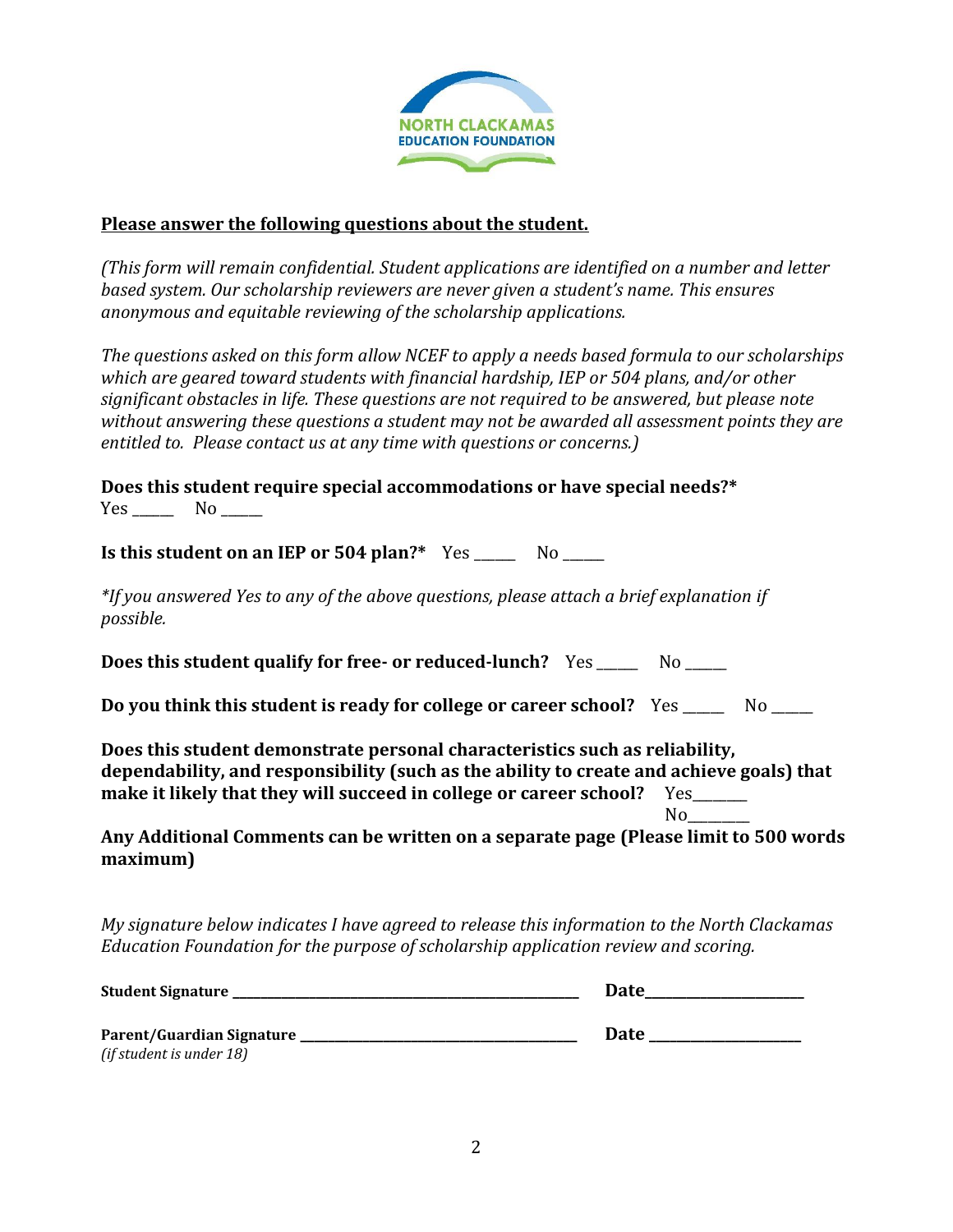NORTH CLACKAMAS EDUCATION FOUNDATION

**Please answer the following questions about the student.**

*(This form will remain confidential. Student applications are identified on a number and letter based system. Our scholarship reviewers are never given a student's name. This ensures anonymous and equitable reviewing of the scholarship applications.*

*The questions asked on this form allow NCEF to apply a needs based formula to our scholarships which are geared toward students with financial hardship, IEP or 504 plans, and/or other significant obstacles in life. These questions are not required to be answered, but please note without answering these questions a student may not be awarded all assessment points they are entitled to. Please contact us at any time with questions or concerns.)*

**Does this student require special accommodations or have special needs?***
Yes _____ No _____

**Is this student on an IEP or 504 plan?*** Yes _____ No _____

*If you answered Yes to any of the above questions, please attach a brief explanation if possible.*

**Does this student qualify for free- or reduced-lunch?** Yes _____ No _____

**Do you think this student is ready for college or career school?** Yes _____ No _____

**Does this student demonstrate personal characteristics such as reliability, dependability, and responsibility (such as the ability to create and achieve goals) that make it likely that they will succeed in college or career school?** Yes_______ No________

**Any Additional Comments can be written on a separate page (Please limit to 500 words maximum)**

*My signature below indicates I have agreed to release this information to the North Clackamas Education Foundation for the purpose of scholarship application review and scoring.*

**Student Signature** ______________________________________________ **Date**______________________

**Parent/Guardian Signature** _________________________________________ **Date** _____________________
*(if student is under 18)*